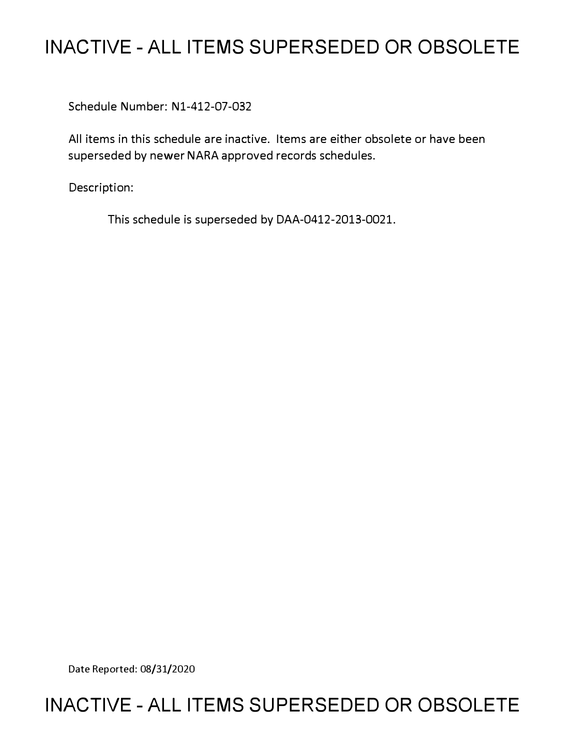# INACTIVE - ALL ITEMS SUPERSEDED OR OBSOLETE

Schedule Number: N1-412-07-032

All items in this schedule are inactive. Items are either obsolete or have been superseded by newer NARA approved records schedules.

Description:

This schedule is superseded by DAA-0412-2013-0021.

Date Reported: 08/31/2020

# INACTIVE - ALL ITEMS SUPERSEDED OR OBSOLETE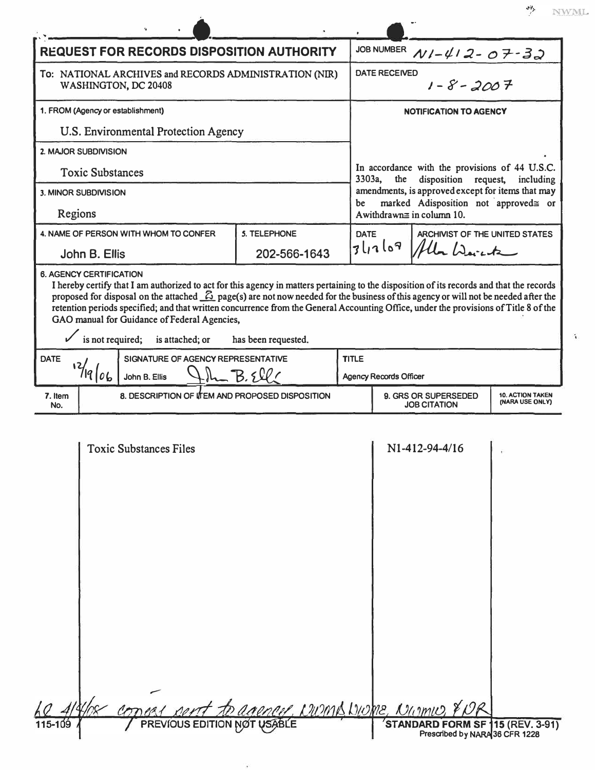NWML

# REQUEST FOR RECORDS DISPOSITION AUTHORITY

| | |
|---|---|
| **JOB NUMBER** | N1-412-07-32 |
| **DATE RECEIVED** | 1-8-2007 |

To: NATIONAL ARCHIVES and RECORDS ADMINISTRATION (NIR) WASHINGTON, DC 20408

**1. FROM (Agency or establishment)**

U.S. Environmental Protection Agency

**2. MAJOR SUBDIVISION**

Toxic Substances

**3. MINOR SUBDIVISION**

Regions

**4. NAME OF PERSON WITH WHOM TO CONFER**

John B. Ellis

**5. TELEPHONE**

202-566-1643

**NOTIFICATION TO AGENCY**

In accordance with the provisions of 44 U.S.C. 3303a, the disposition request, including amendments, is approved except for items that may be marked Adisposition not approved≅ or Awithdrawn≅ in column 10.

| DATE | ARCHIVIST OF THE UNITED STATES |
|---|---|
| 3/12/09 | Allen Weinstein |

**6. AGENCY CERTIFICATION**

I hereby certify that I am authorized to act for this agency in matters pertaining to the disposition of its records and that the records proposed for disposal on the attached 3 page(s) are not now needed for the business of this agency or will not be needed after the retention periods specified; and that written concurrence from the General Accounting Office, under the provisions of Title 8 of the GAO manual for Guidance of Federal Agencies,

✓ is not required; is attached; or has been requested.

| DATE | SIGNATURE OF AGENCY REPRESENTATIVE | TITLE |
|---|---|---|
| 12/19/06 | John B. Ellis | Agency Records Officer |

| 7. Item No. | 8. DESCRIPTION OF ITEM AND PROPOSED DISPOSITION | 9. GRS OR SUPERSEDED JOB CITATION | 10. ACTION TAKEN (NARA USE ONLY) |
|---|---|---|---|
| | Toxic Substances Files | N1-412-94-4/16 | |

LC 4/4/08 copies sent to agency, NWMD, NWME, NWMW, & NR

115-109 PREVIOUS EDITION NOT USABLE STANDARD FORM SF 115 (REV. 3-91) Prescribed by NARA 36 CFR 1228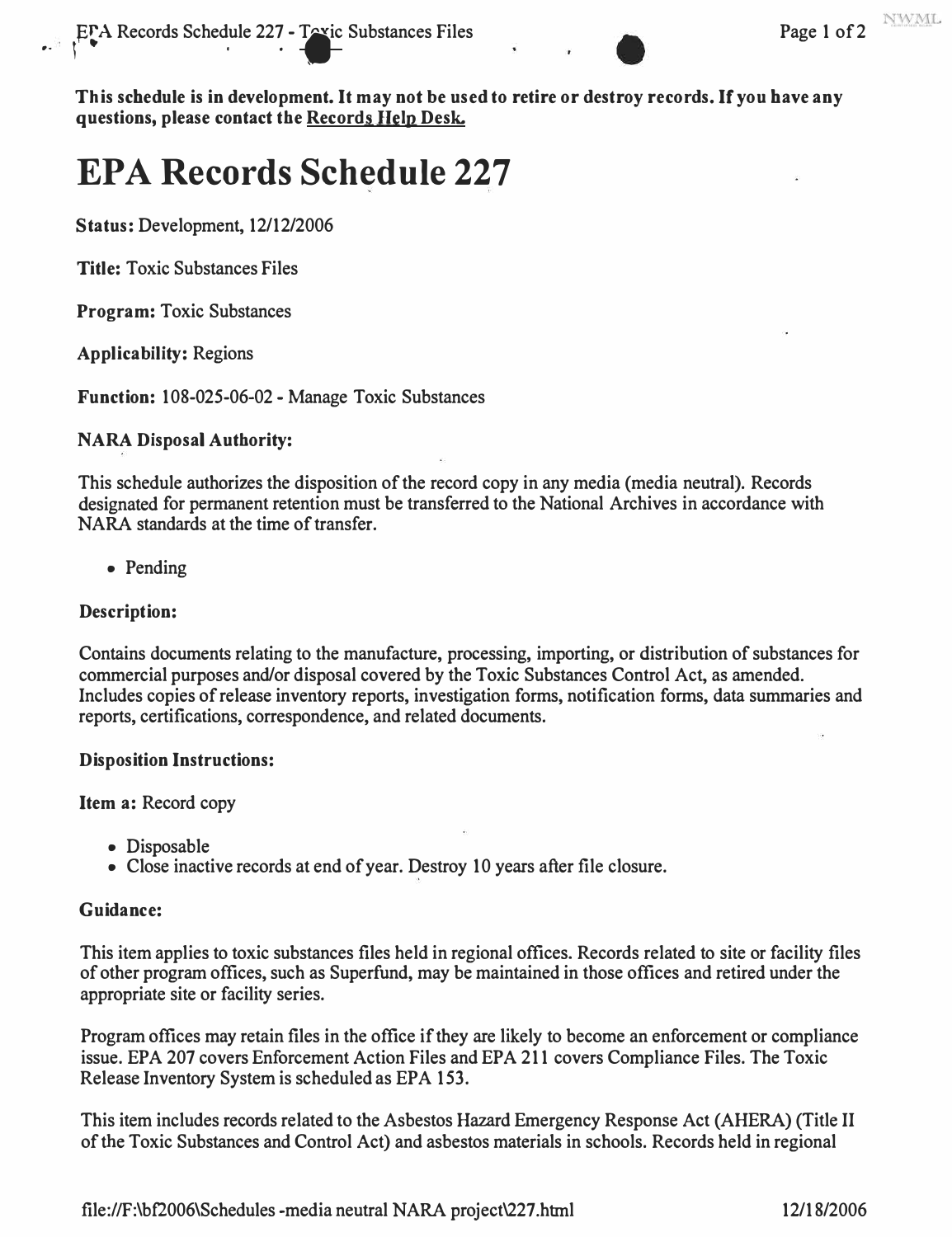**This schedule is in development. It may not be used to retire or destroy records. If you have any questions, please contact the Records Help Desk.**

# EPA Records Schedule 227

**Status:** Development, 12/12/2006

**Title:** Toxic Substances Files

**Program:** Toxic Substances

**Applicability:** Regions

**Function:** 108-025-06-02 - Manage Toxic Substances

**NARA Disposal Authority:**

This schedule authorizes the disposition of the record copy in any media (media neutral). Records designated for permanent retention must be transferred to the National Archives in accordance with NARA standards at the time of transfer.

- Pending

**Description:**

Contains documents relating to the manufacture, processing, importing, or distribution of substances for commercial purposes and/or disposal covered by the Toxic Substances Control Act, as amended. Includes copies of release inventory reports, investigation forms, notification forms, data summaries and reports, certifications, correspondence, and related documents.

**Disposition Instructions:**

**Item a:** Record copy

- Disposable
- Close inactive records at end of year. Destroy 10 years after file closure.

**Guidance:**

This item applies to toxic substances files held in regional offices. Records related to site or facility files of other program offices, such as Superfund, may be maintained in those offices and retired under the appropriate site or facility series.

Program offices may retain files in the office if they are likely to become an enforcement or compliance issue. EPA 207 covers Enforcement Action Files and EPA 211 covers Compliance Files. The Toxic Release Inventory System is scheduled as EPA 153.

This item includes records related to the Asbestos Hazard Emergency Response Act (AHERA) (Title II of the Toxic Substances and Control Act) and asbestos materials in schools. Records held in regional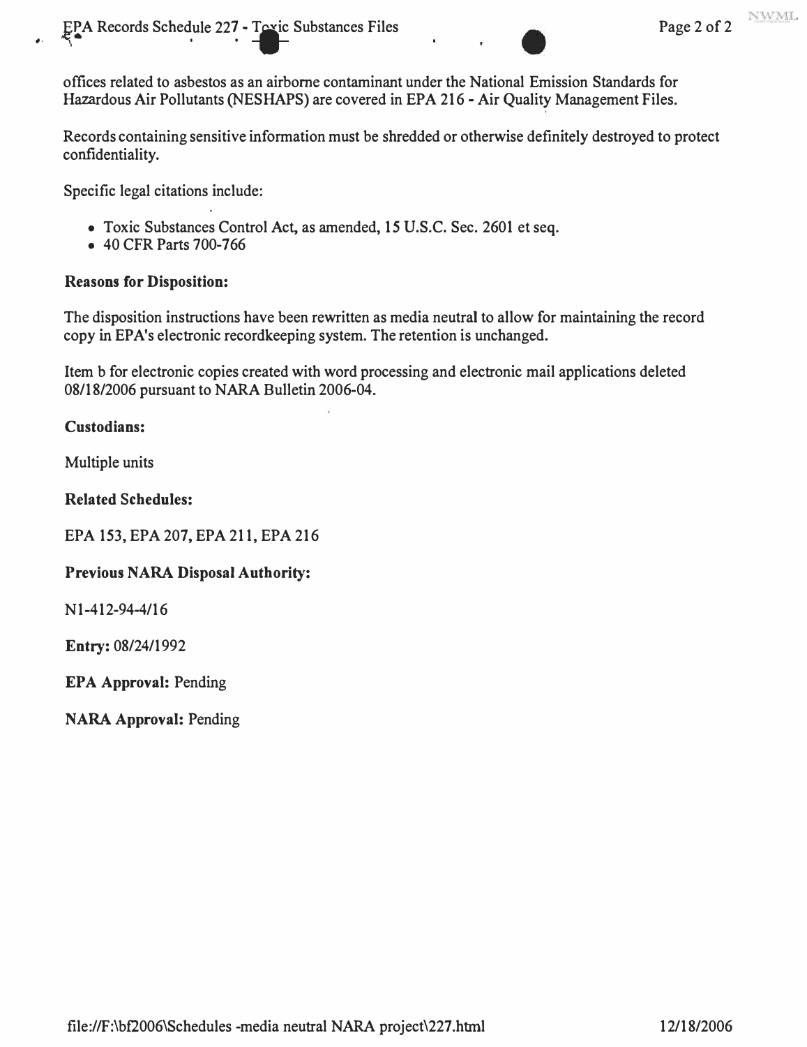offices related to asbestos as an airborne contaminant under the National Emission Standards for Hazardous Air Pollutants (NESHAPS) are covered in EPA 216 - Air Quality Management Files.

Records containing sensitive information must be shredded or otherwise definitely destroyed to protect confidentiality.

Specific legal citations include:

- Toxic Substances Control Act, as amended, 15 U.S.C. Sec. 2601 et seq.
- 40 CFR Parts 700-766

**Reasons for Disposition:**

The disposition instructions have been rewritten as media neutral to allow for maintaining the record copy in EPA's electronic recordkeeping system. The retention is unchanged.

Item b for electronic copies created with word processing and electronic mail applications deleted 08/18/2006 pursuant to NARA Bulletin 2006-04.

**Custodians:**

Multiple units

**Related Schedules:**

EPA 153, EPA 207, EPA 211, EPA 216

**Previous NARA Disposal Authority:**

N1-412-94-4/16

**Entry:** 08/24/1992

**EPA Approval:** Pending

**NARA Approval:** Pending